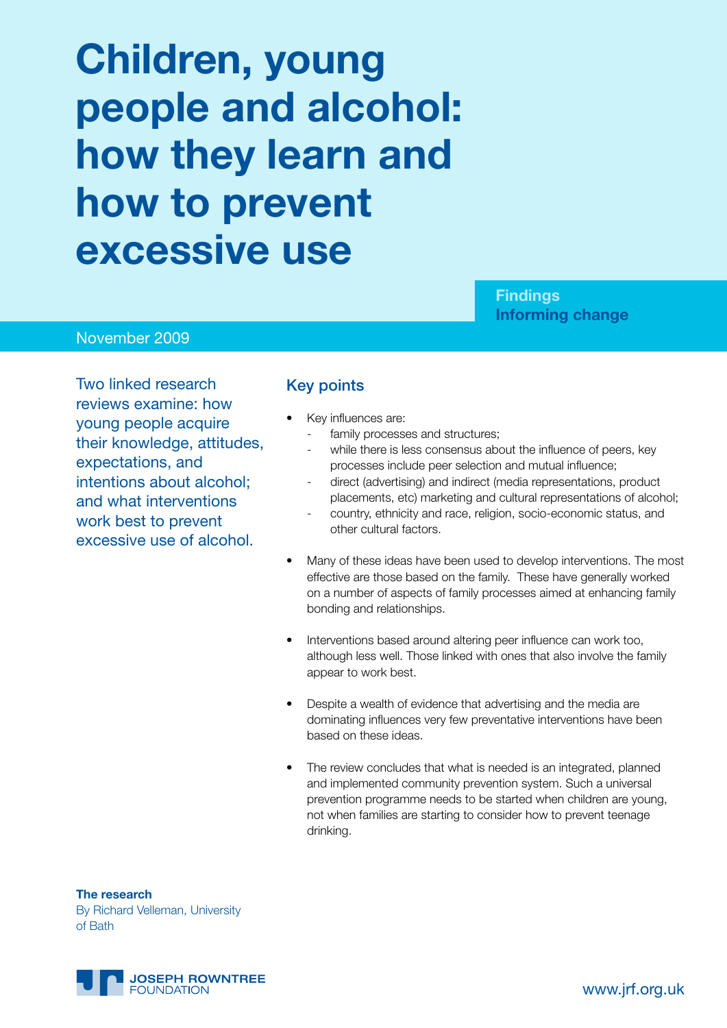# Children, young people and alcohol: how they learn and how to prevent excessive use

**Findings**
**Informing change**

November 2009

Two linked research reviews examine: how young people acquire their knowledge, attitudes, expectations, and intentions about alcohol; and what interventions work best to prevent excessive use of alcohol.

## Key points

- Key influences are:
  - family processes and structures;
  - while there is less consensus about the influence of peers, key processes include peer selection and mutual influence;
  - direct (advertising) and indirect (media representations, product placements, etc) marketing and cultural representations of alcohol;
  - country, ethnicity and race, religion, socio-economic status, and other cultural factors.
- Many of these ideas have been used to develop interventions. The most effective are those based on the family. These have generally worked on a number of aspects of family processes aimed at enhancing family bonding and relationships.
- Interventions based around altering peer influence can work too, although less well. Those linked with ones that also involve the family appear to work best.
- Despite a wealth of evidence that advertising and the media are dominating influences very few preventative interventions have been based on these ideas.
- The review concludes that what is needed is an integrated, planned and implemented community prevention system. Such a universal prevention programme needs to be started when children are young, not when families are starting to consider how to prevent teenage drinking.

**The research**
By Richard Velleman, University of Bath

JOSEPH ROWNTREE FOUNDATION

www.jrf.org.uk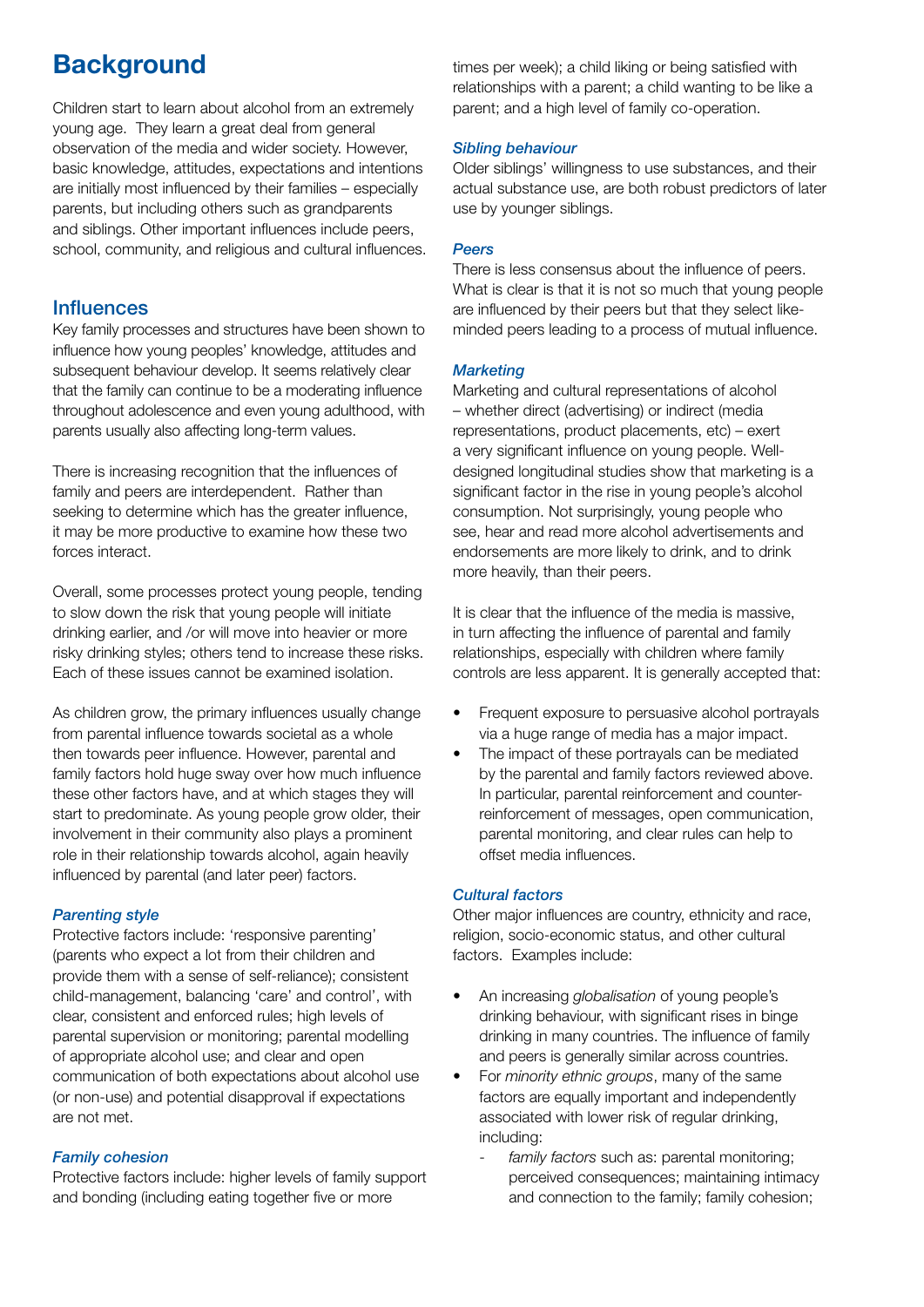# Background

Children start to learn about alcohol from an extremely young age. They learn a great deal from general observation of the media and wider society. However, basic knowledge, attitudes, expectations and intentions are initially most influenced by their families – especially parents, but including others such as grandparents and siblings. Other important influences include peers, school, community, and religious and cultural influences.

## Influences

Key family processes and structures have been shown to influence how young peoples' knowledge, attitudes and subsequent behaviour develop. It seems relatively clear that the family can continue to be a moderating influence throughout adolescence and even young adulthood, with parents usually also affecting long-term values.

There is increasing recognition that the influences of family and peers are interdependent. Rather than seeking to determine which has the greater influence, it may be more productive to examine how these two forces interact.

Overall, some processes protect young people, tending to slow down the risk that young people will initiate drinking earlier, and /or will move into heavier or more risky drinking styles; others tend to increase these risks. Each of these issues cannot be examined isolation.

As children grow, the primary influences usually change from parental influence towards societal as a whole then towards peer influence. However, parental and family factors hold huge sway over how much influence these other factors have, and at which stages they will start to predominate. As young people grow older, their involvement in their community also plays a prominent role in their relationship towards alcohol, again heavily influenced by parental (and later peer) factors.

### *Parenting style*

Protective factors include: 'responsive parenting' (parents who expect a lot from their children and provide them with a sense of self-reliance); consistent child-management, balancing 'care' and control', with clear, consistent and enforced rules; high levels of parental supervision or monitoring; parental modelling of appropriate alcohol use; and clear and open communication of both expectations about alcohol use (or non-use) and potential disapproval if expectations are not met.

### *Family cohesion*

Protective factors include: higher levels of family support and bonding (including eating together five or more times per week); a child liking or being satisfied with relationships with a parent; a child wanting to be like a parent; and a high level of family co-operation.

### *Sibling behaviour*

Older siblings' willingness to use substances, and their actual substance use, are both robust predictors of later use by younger siblings.

### *Peers*

There is less consensus about the influence of peers. What is clear is that it is not so much that young people are influenced by their peers but that they select like-minded peers leading to a process of mutual influence.

### *Marketing*

Marketing and cultural representations of alcohol – whether direct (advertising) or indirect (media representations, product placements, etc) – exert a very significant influence on young people. Well-designed longitudinal studies show that marketing is a significant factor in the rise in young people's alcohol consumption. Not surprisingly, young people who see, hear and read more alcohol advertisements and endorsements are more likely to drink, and to drink more heavily, than their peers.

It is clear that the influence of the media is massive, in turn affecting the influence of parental and family relationships, especially with children where family controls are less apparent. It is generally accepted that:

- Frequent exposure to persuasive alcohol portrayals via a huge range of media has a major impact.
- The impact of these portrayals can be mediated by the parental and family factors reviewed above. In particular, parental reinforcement and counter-reinforcement of messages, open communication, parental monitoring, and clear rules can help to offset media influences.

### *Cultural factors*

Other major influences are country, ethnicity and race, religion, socio-economic status, and other cultural factors. Examples include:

- An increasing *globalisation* of young people's drinking behaviour, with significant rises in binge drinking in many countries. The influence of family and peers is generally similar across countries.
- For *minority ethnic groups*, many of the same factors are equally important and independently associated with lower risk of regular drinking, including:
    - *family factors* such as: parental monitoring; perceived consequences; maintaining intimacy and connection to the family; family cohesion;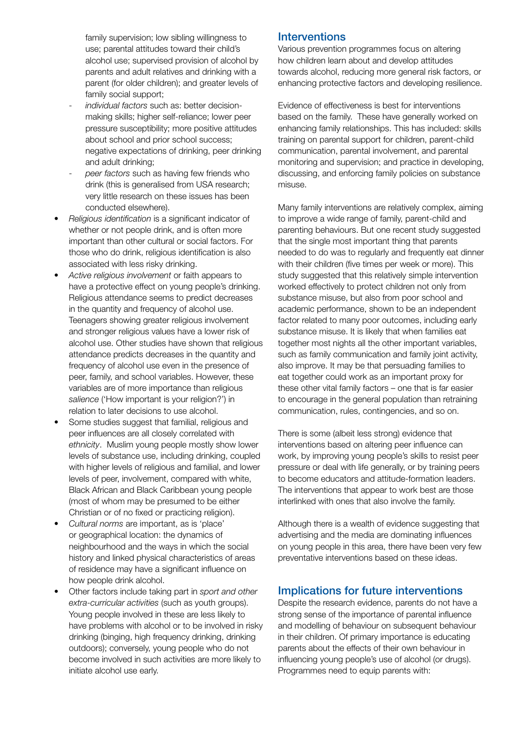family supervision; low sibling willingness to use; parental attitudes toward their child's alcohol use; supervised provision of alcohol by parents and adult relatives and drinking with a parent (for older children); and greater levels of family social support;
  - *individual factors* such as: better decision-making skills; higher self-reliance; lower peer pressure susceptibility; more positive attitudes about school and prior school success; negative expectations of drinking, peer drinking and adult drinking;
  - *peer factors* such as having few friends who drink (this is generalised from USA research; very little research on these issues has been conducted elsewhere).

- *Religious identification* is a significant indicator of whether or not people drink, and is often more important than other cultural or social factors. For those who do drink, religious identification is also associated with less risky drinking.
- *Active religious involvement* or faith appears to have a protective effect on young people's drinking. Religious attendance seems to predict decreases in the quantity and frequency of alcohol use. Teenagers showing greater religious involvement and stronger religious values have a lower risk of alcohol use. Other studies have shown that religious attendance predicts decreases in the quantity and frequency of alcohol use even in the presence of peer, family, and school variables. However, these variables are of more importance than religious *salience* ('How important is your religion?') in relation to later decisions to use alcohol.
- Some studies suggest that familial, religious and peer influences are all closely correlated with *ethnicity*. Muslim young people mostly show lower levels of substance use, including drinking, coupled with higher levels of religious and familial, and lower levels of peer, involvement, compared with white, Black African and Black Caribbean young people (most of whom may be presumed to be either Christian or of no fixed or practicing religion).
- *Cultural norms* are important, as is 'place' or geographical location: the dynamics of neighbourhood and the ways in which the social history and linked physical characteristics of areas of residence may have a significant influence on how people drink alcohol.
- Other factors include taking part in *sport and other extra-curricular activities* (such as youth groups). Young people involved in these are less likely to have problems with alcohol or to be involved in risky drinking (binging, high frequency drinking, drinking outdoors); conversely, young people who do not become involved in such activities are more likely to initiate alcohol use early.

## Interventions

Various prevention programmes focus on altering how children learn about and develop attitudes towards alcohol, reducing more general risk factors, or enhancing protective factors and developing resilience.

Evidence of effectiveness is best for interventions based on the family. These have generally worked on enhancing family relationships. This has included: skills training on parental support for children, parent-child communication, parental involvement, and parental monitoring and supervision; and practice in developing, discussing, and enforcing family policies on substance misuse.

Many family interventions are relatively complex, aiming to improve a wide range of family, parent-child and parenting behaviours. But one recent study suggested that the single most important thing that parents needed to do was to regularly and frequently eat dinner with their children (five times per week or more). This study suggested that this relatively simple intervention worked effectively to protect children not only from substance misuse, but also from poor school and academic performance, shown to be an independent factor related to many poor outcomes, including early substance misuse. It is likely that when families eat together most nights all the other important variables, such as family communication and family joint activity, also improve. It may be that persuading families to eat together could work as an important proxy for these other vital family factors – one that is far easier to encourage in the general population than retraining communication, rules, contingencies, and so on.

There is some (albeit less strong) evidence that interventions based on altering peer influence can work, by improving young people's skills to resist peer pressure or deal with life generally, or by training peers to become educators and attitude-formation leaders. The interventions that appear to work best are those interlinked with ones that also involve the family.

Although there is a wealth of evidence suggesting that advertising and the media are dominating influences on young people in this area, there have been very few preventative interventions based on these ideas.

## Implications for future interventions

Despite the research evidence, parents do not have a strong sense of the importance of parental influence and modelling of behaviour on subsequent behaviour in their children. Of primary importance is educating parents about the effects of their own behaviour in influencing young people's use of alcohol (or drugs). Programmes need to equip parents with: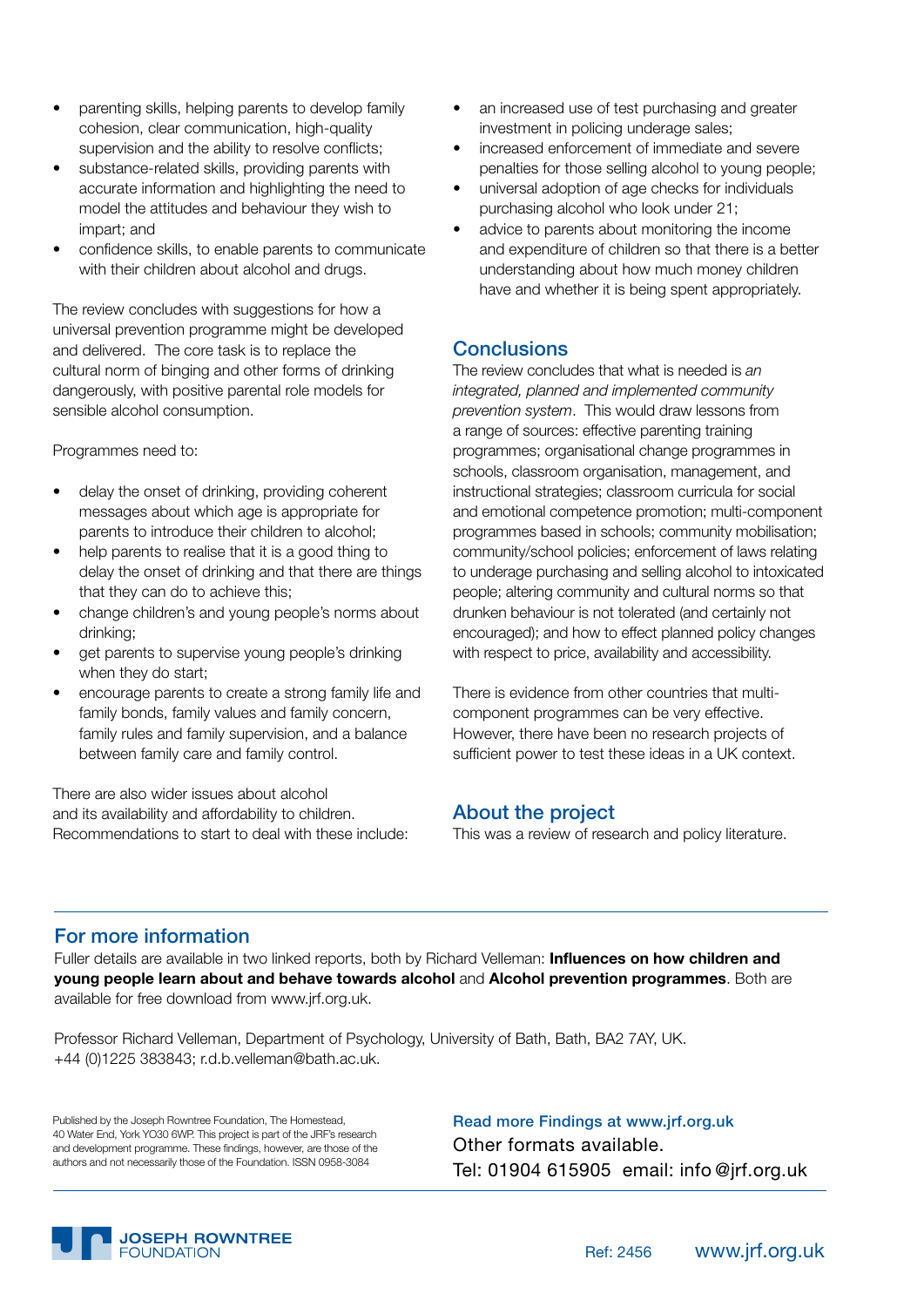- parenting skills, helping parents to develop family cohesion, clear communication, high-quality supervision and the ability to resolve conflicts;
- substance-related skills, providing parents with accurate information and highlighting the need to model the attitudes and behaviour they wish to impart; and
- confidence skills, to enable parents to communicate with their children about alcohol and drugs.

The review concludes with suggestions for how a universal prevention programme might be developed and delivered. The core task is to replace the cultural norm of binging and other forms of drinking dangerously, with positive parental role models for sensible alcohol consumption.

Programmes need to:

- delay the onset of drinking, providing coherent messages about which age is appropriate for parents to introduce their children to alcohol;
- help parents to realise that it is a good thing to delay the onset of drinking and that there are things that they can do to achieve this;
- change children's and young people's norms about drinking;
- get parents to supervise young people's drinking when they do start;
- encourage parents to create a strong family life and family bonds, family values and family concern, family rules and family supervision, and a balance between family care and family control.

There are also wider issues about alcohol and its availability and affordability to children. Recommendations to start to deal with these include:

- an increased use of test purchasing and greater investment in policing underage sales;
- increased enforcement of immediate and severe penalties for those selling alcohol to young people;
- universal adoption of age checks for individuals purchasing alcohol who look under 21;
- advice to parents about monitoring the income and expenditure of children so that there is a better understanding about how much money children have and whether it is being spent appropriately.

## Conclusions

The review concludes that what is needed is *an integrated, planned and implemented community prevention system*. This would draw lessons from a range of sources: effective parenting training programmes; organisational change programmes in schools, classroom organisation, management, and instructional strategies; classroom curricula for social and emotional competence promotion; multi-component programmes based in schools; community mobilisation; community/school policies; enforcement of laws relating to underage purchasing and selling alcohol to intoxicated people; altering community and cultural norms so that drunken behaviour is not tolerated (and certainly not encouraged); and how to effect planned policy changes with respect to price, availability and accessibility.

There is evidence from other countries that multi-component programmes can be very effective. However, there have been no research projects of sufficient power to test these ideas in a UK context.

## About the project

This was a review of research and policy literature.

## For more information

Fuller details are available in two linked reports, both by Richard Velleman: **Influences on how children and young people learn about and behave towards alcohol** and **Alcohol prevention programmes**. Both are available for free download from www.jrf.org.uk.

Professor Richard Velleman, Department of Psychology, University of Bath, Bath, BA2 7AY, UK. +44 (0)1225 383843; r.d.b.velleman@bath.ac.uk.

Published by the Joseph Rowntree Foundation, The Homestead, 40 Water End, York YO30 6WP. This project is part of the JRF's research and development programme. These findings, however, are those of the authors and not necessarily those of the Foundation. ISSN 0958-3084

Read more Findings at www.jrf.org.uk

Other formats available.

Tel: 01904 615905 email: info@jrf.org.uk

JOSEPH ROWNTREE FOUNDATION

Ref: 2456

www.jrf.org.uk